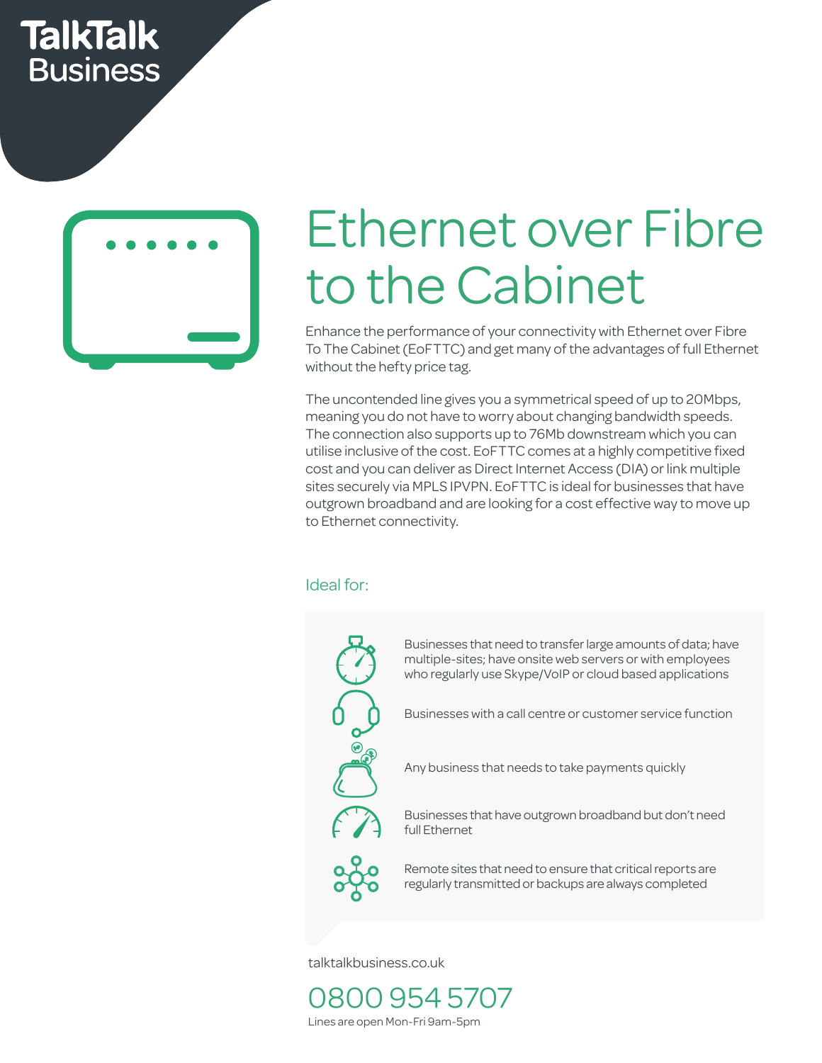TalkTalk Business

# Ethernet over Fibre to the Cabinet

Enhance the performance of your connectivity with Ethernet over Fibre To The Cabinet (EoFTTC) and get many of the advantages of full Ethernet without the hefty price tag.

The uncontended line gives you a symmetrical speed of up to 20Mbps, meaning you do not have to worry about changing bandwidth speeds. The connection also supports up to 76Mb downstream which you can utilise inclusive of the cost. EoFTTC comes at a highly competitive fixed cost and you can deliver as Direct Internet Access (DIA) or link multiple sites securely via MPLS IPVPN. EoFTTC is ideal for businesses that have outgrown broadband and are looking for a cost effective way to move up to Ethernet connectivity.

## Ideal for:

- Businesses that need to transfer large amounts of data; have multiple-sites; have onsite web servers or with employees who regularly use Skype/VoIP or cloud based applications
- Businesses with a call centre or customer service function
- Any business that needs to take payments quickly
- Businesses that have outgrown broadband but don't need full Ethernet
- Remote sites that need to ensure that critical reports are regularly transmitted or backups are always completed

talktalkbusiness.co.uk

0800 954 5707

Lines are open Mon-Fri 9am-5pm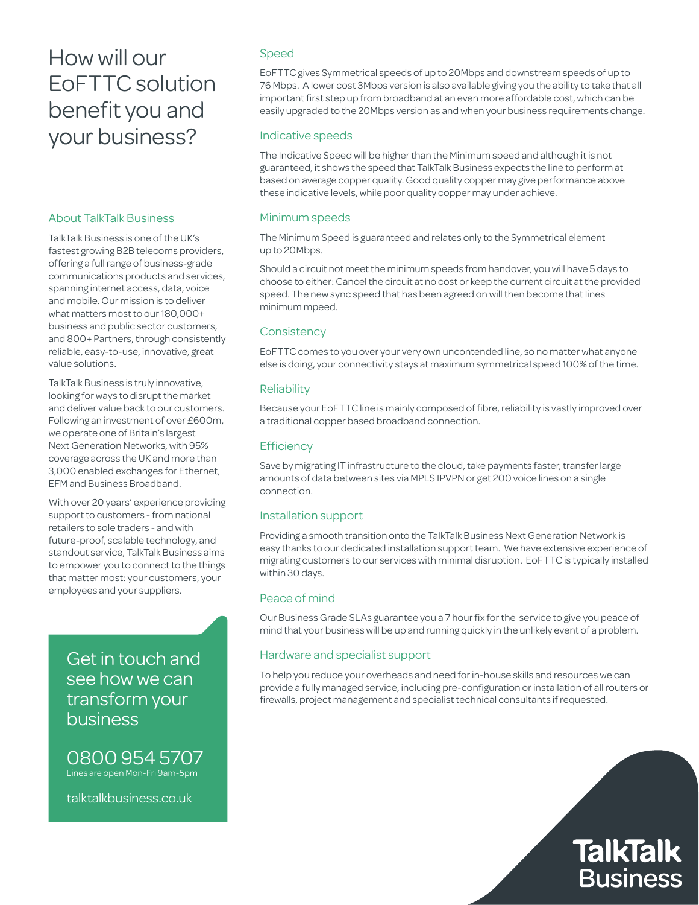# How will our EoFTTC solution benefit you and your business?

## About TalkTalk Business

TalkTalk Business is one of the UK's fastest growing B2B telecoms providers, offering a full range of business-grade communications products and services, spanning internet access, data, voice and mobile. Our mission is to deliver what matters most to our 180,000+ business and public sector customers, and 800+ Partners, through consistently reliable, easy-to-use, innovative, great value solutions.

TalkTalk Business is truly innovative, looking for ways to disrupt the market and deliver value back to our customers. Following an investment of over £600m, we operate one of Britain's largest Next Generation Networks, with 95% coverage across the UK and more than 3,000 enabled exchanges for Ethernet, EFM and Business Broadband.

With over 20 years' experience providing support to customers - from national retailers to sole traders - and with future-proof, scalable technology, and standout service, TalkTalk Business aims to empower you to connect to the things that matter most: your customers, your employees and your suppliers.

## Get in touch and see how we can transform your business

0800 954 5707
Lines are open Mon-Fri 9am-5pm

talktalkbusiness.co.uk

## Speed

EoFTTC gives Symmetrical speeds of up to 20Mbps and downstream speeds of up to 76 Mbps. A lower cost 3Mbps version is also available giving you the ability to take that all important first step up from broadband at an even more affordable cost, which can be easily upgraded to the 20Mbps version as and when your business requirements change.

## Indicative speeds

The Indicative Speed will be higher than the Minimum speed and although it is not guaranteed, it shows the speed that TalkTalk Business expects the line to perform at based on average copper quality. Good quality copper may give performance above these indicative levels, while poor quality copper may under achieve.

## Minimum speeds

The Minimum Speed is guaranteed and relates only to the Symmetrical element up to 20Mbps.

Should a circuit not meet the minimum speeds from handover, you will have 5 days to choose to either: Cancel the circuit at no cost or keep the current circuit at the provided speed. The new sync speed that has been agreed on will then become that lines minimum mpeed.

## Consistency

EoFTTC comes to you over your very own uncontended line, so no matter what anyone else is doing, your connectivity stays at maximum symmetrical speed 100% of the time.

## Reliability

Because your EoFTTC line is mainly composed of fibre, reliability is vastly improved over a traditional copper based broadband connection.

## Efficiency

Save by migrating IT infrastructure to the cloud, take payments faster, transfer large amounts of data between sites via MPLS IPVPN or get 200 voice lines on a single connection.

## Installation support

Providing a smooth transition onto the TalkTalk Business Next Generation Network is easy thanks to our dedicated installation support team. We have extensive experience of migrating customers to our services with minimal disruption. EoFTTC is typically installed within 30 days.

## Peace of mind

Our Business Grade SLAs guarantee you a 7 hour fix for the service to give you peace of mind that your business will be up and running quickly in the unlikely event of a problem.

## Hardware and specialist support

To help you reduce your overheads and need for in-house skills and resources we can provide a fully managed service, including pre-configuration or installation of all routers or firewalls, project management and specialist technical consultants if requested.

TalkTalk Business